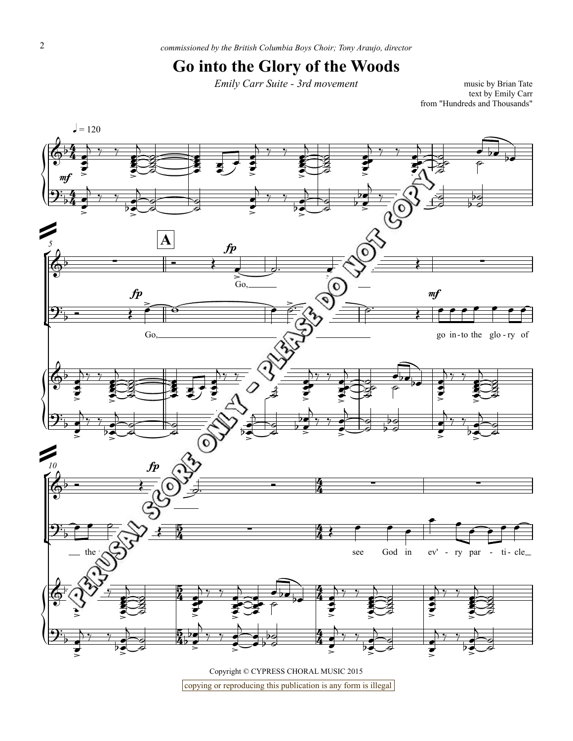*commissioned by the British Columbia Boys Choir; Tony Araujo, director*

# Go into the Glory of the Woods

*Emily Carr Suite - 3rd movement*

music by Brian Tate
text by Emily Carr
from "Hundreds and Thousands"

Copyright © CYPRESS CHORAL MUSIC 2015

copying or reproducing this publication is any form is illegal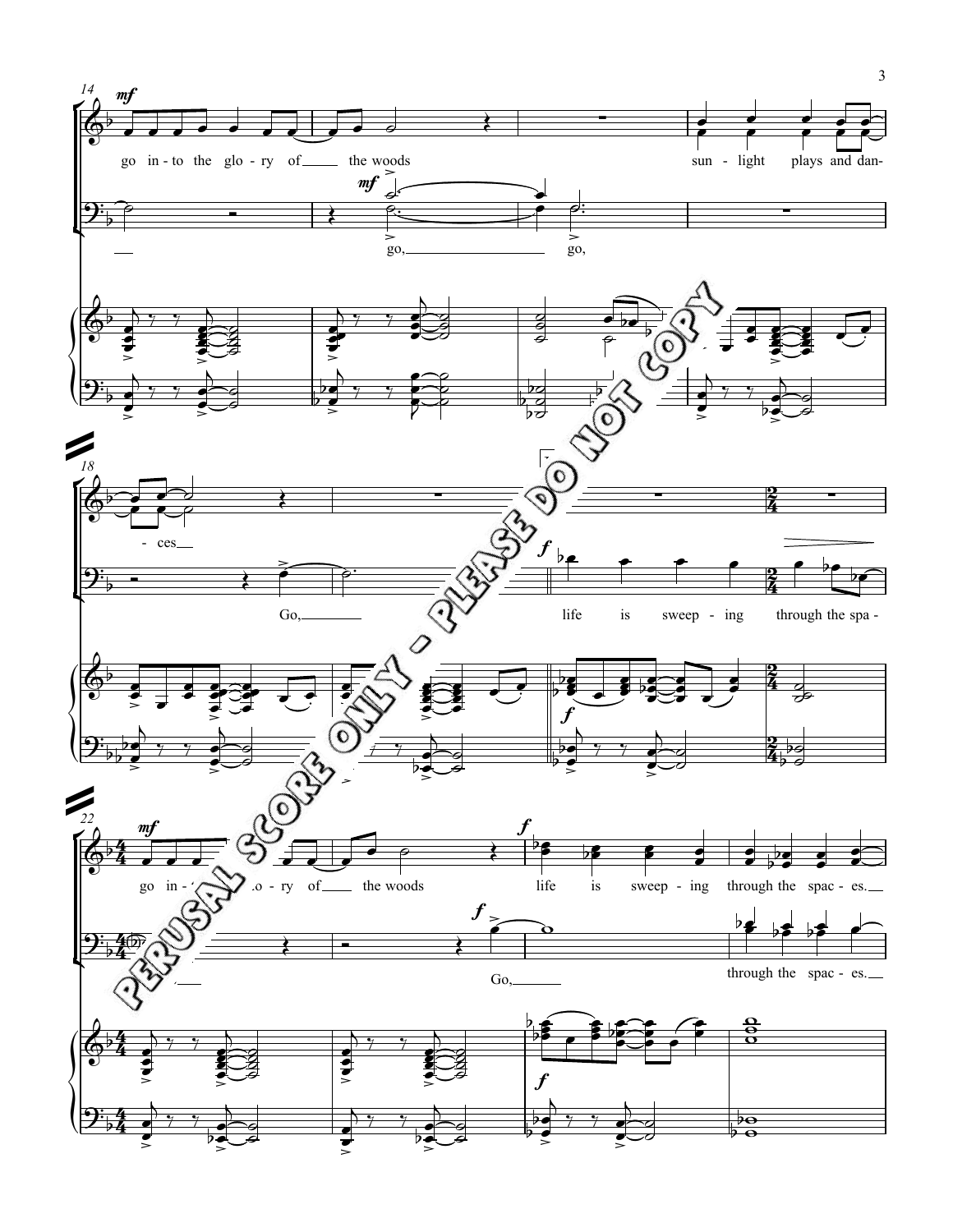go in-to the glo-ry of the woods sun-light plays and dan-

go, go,

-ces

Go, life is sweep-ing through the spa-

go in-to the glo-ry of the woods life is sweep-ing through the spac-es.

Go, through the spac-es.

PERUSAL SCORE ONLY - PLEASE DO NOT COPY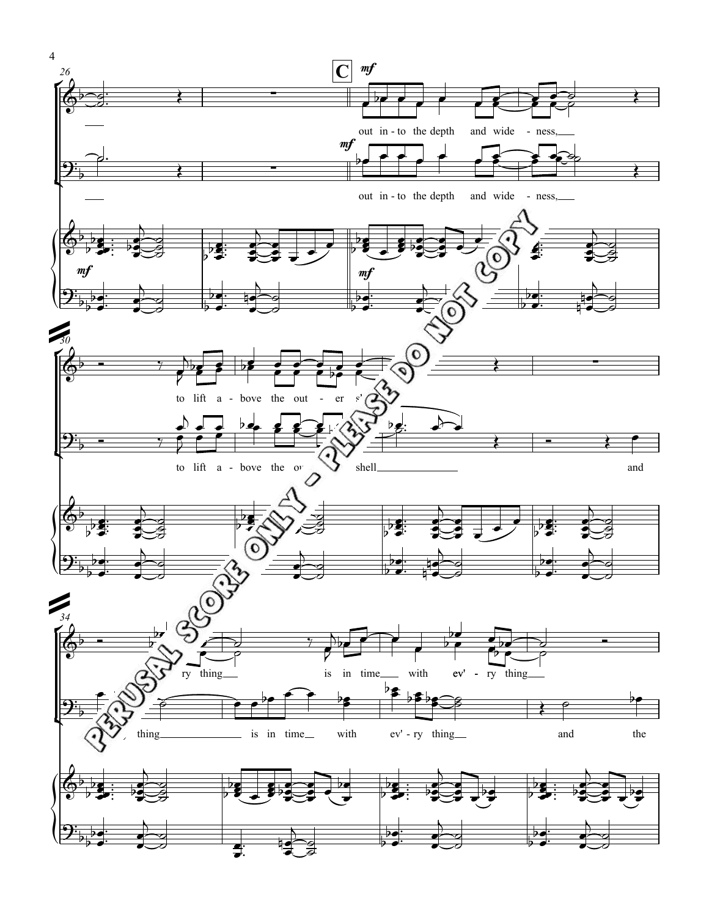C

*mf*

out in - to the depth and wide - ness,

out in - to the depth and wide - ness,

to lift a - bove the out - er s

to lift a - bove the o shell and

ry thing is in time with ev' - ry thing

thing is in time with ev' - ry thing and the

PERUSAL SCORE ONLY - PLEASE DO NOT COPY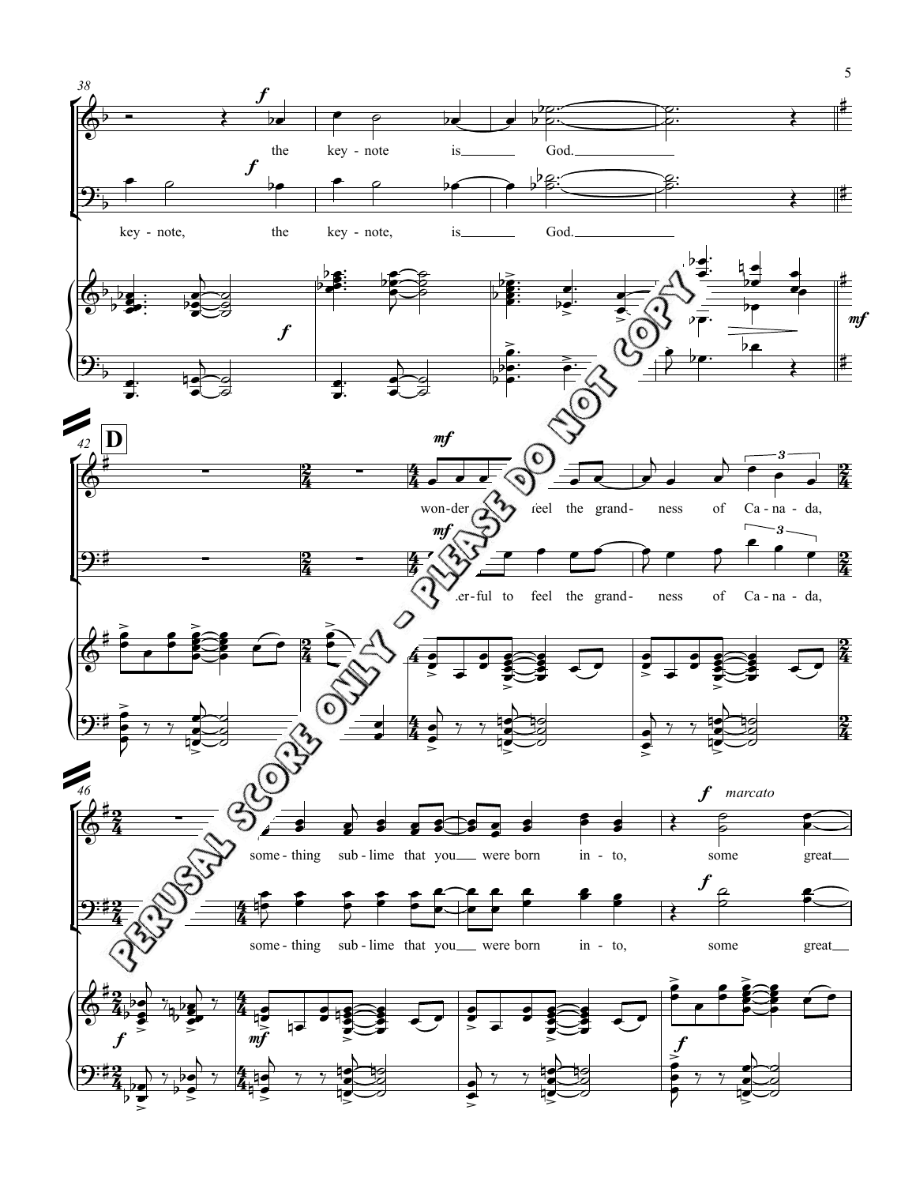the key - note is God.

key - note, the key - note, is God.

**D**

won-der-ful to feel the grand - ness of Ca - na - da,

some - thing sub - lime that you were born in - to, some great

*marcato*

PERUSAL SCORE ONLY - PLEASE DO NOT COPY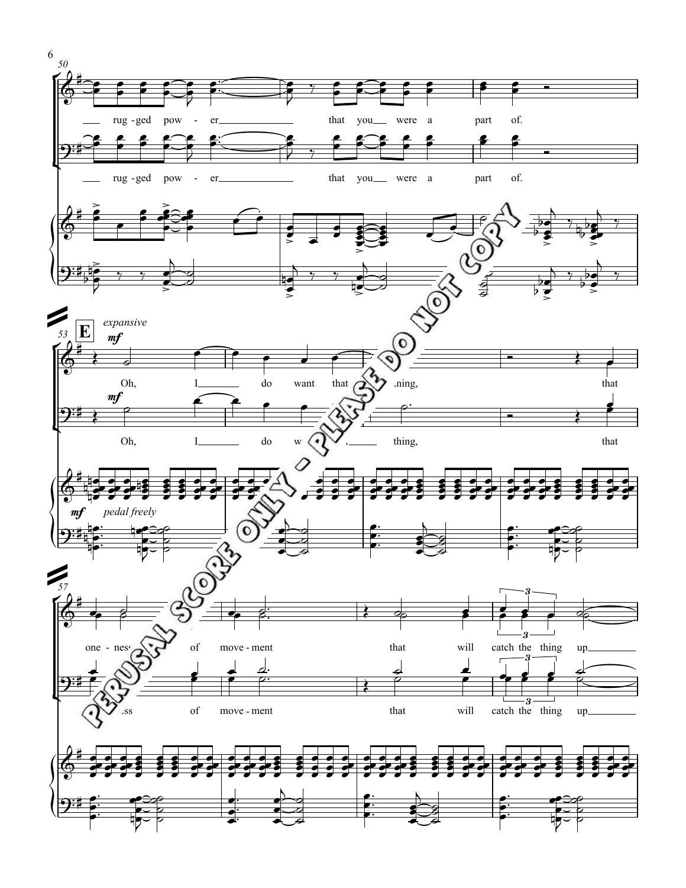50

rug - ged pow - er that you were a part of.

rug - ged pow - er that you were a part of.

53 **E** *expansive*

*mf*

Oh, I do want that ...ning, that

*mf*

Oh, I do w... thing, that

*mf* *pedal freely*

57

one - ness of move - ment that will catch the thing up

...ss of move - ment that will catch the thing up

PERUSAL SCORE ONLY - PLEASE DO NOT COPY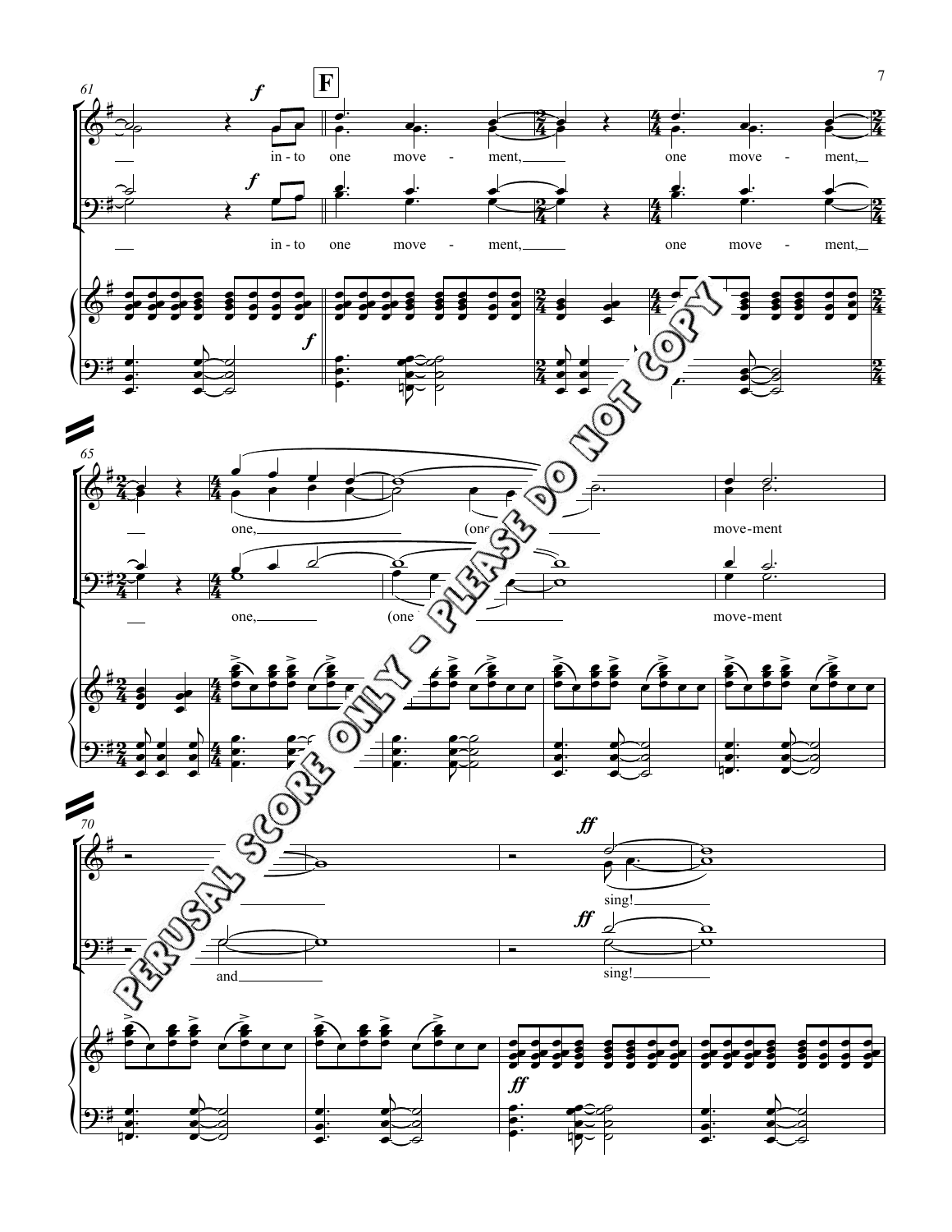**F**

in - to one move - ment, one move - ment,

in - to one move - ment, one move - ment,

one, (one move-ment

one, (one move-ment

and

sing!

sing!

PERUSAL SCORE ONLY - PLEASE DO NOT COPY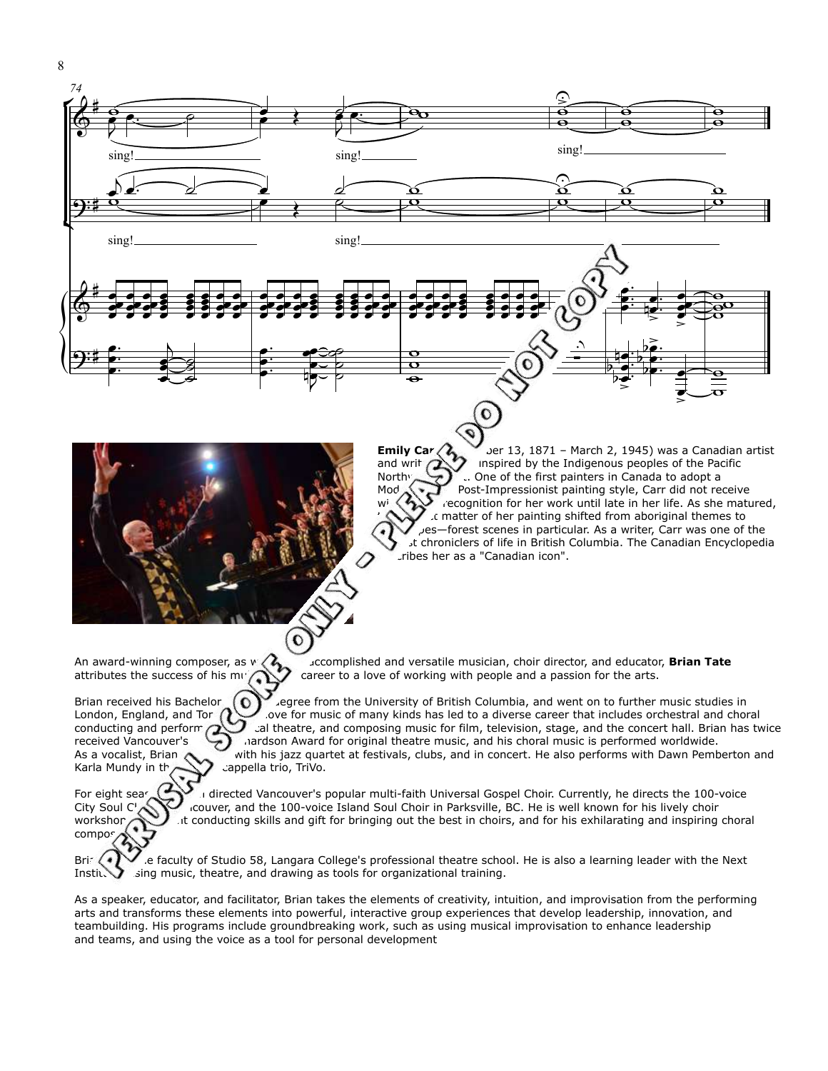**Emily Car** ...ber 13, 1871 – March 2, 1945) was a Canadian artist and writ... inspired by the Indigenous peoples of the Pacific Northw... One of the first painters in Canada to adopt a Mod... Post-Impressionist painting style, Carr did not receive wi... recognition for her work until late in her life. As she matured, ...c matter of her painting shifted from aboriginal themes to ...pes—forest scenes in particular. As a writer, Carr was one of the ...st chroniclers of life in British Columbia. The Canadian Encyclopedia ...ribes her as a "Canadian icon".

An award-winning composer, as w... accomplished and versatile musician, choir director, and educator, **Brian Tate** attributes the success of his mu... career to a love of working with people and a passion for the arts.

Brian received his Bachelor ...egree from the University of British Columbia, and went on to further music studies in London, England, and Tor... ove for music of many kinds has led to a diverse career that includes orchestral and choral conducting and perform... cal theatre, and composing music for film, television, stage, and the concert hall. Brian has twice received Vancouver's ...hardson Award for original theatre music, and his choral music is performed worldwide. As a vocalist, Brian ... with his jazz quartet at festivals, clubs, and in concert. He also performs with Dawn Pemberton and Karla Mundy in th... cappella trio, TriVo.

For eight sea... directed Vancouver's popular multi-faith Universal Gospel Choir. Currently, he directs the 100-voice City Soul C... couver, and the 100-voice Island Soul Choir in Parksville, BC. He is well known for his lively choir worksho... t conducting skills and gift for bringing out the best in choirs, and for his exhilarating and inspiring choral compos...

Bri... e faculty of Studio 58, Langara College's professional theatre school. He is also a learning leader with the Next Instit... sing music, theatre, and drawing as tools for organizational training.

As a speaker, educator, and facilitator, Brian takes the elements of creativity, intuition, and improvisation from the performing arts and transforms these elements into powerful, interactive group experiences that develop leadership, innovation, and teambuilding. His programs include groundbreaking work, such as using musical improvisation to enhance leadership and teams, and using the voice as a tool for personal development